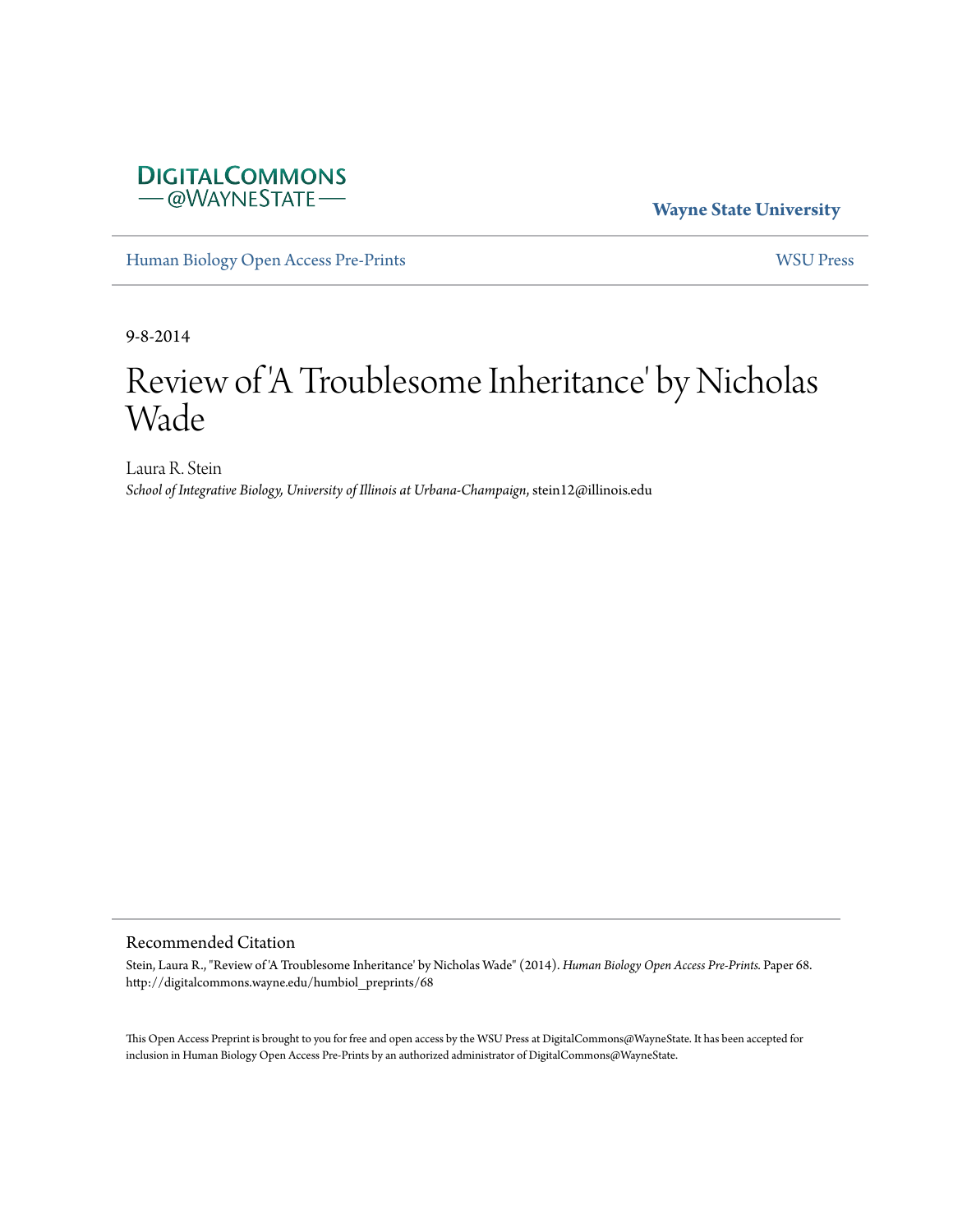DIGITALCOMMONS
— @WAYNESTATE —

**Wayne State University**

Human Biology Open Access Pre-Prints

WSU Press

9-8-2014

# Review of 'A Troublesome Inheritance' by Nicholas Wade

Laura R. Stein
*School of Integrative Biology, University of Illinois at Urbana-Champaign*, stein12@illinois.edu

## Recommended Citation

Stein, Laura R., "Review of 'A Troublesome Inheritance' by Nicholas Wade" (2014). *Human Biology Open Access Pre-Prints*. Paper 68.
http://digitalcommons.wayne.edu/humbiol_preprints/68

This Open Access Preprint is brought to you for free and open access by the WSU Press at DigitalCommons@WayneState. It has been accepted for inclusion in Human Biology Open Access Pre-Prints by an authorized administrator of DigitalCommons@WayneState.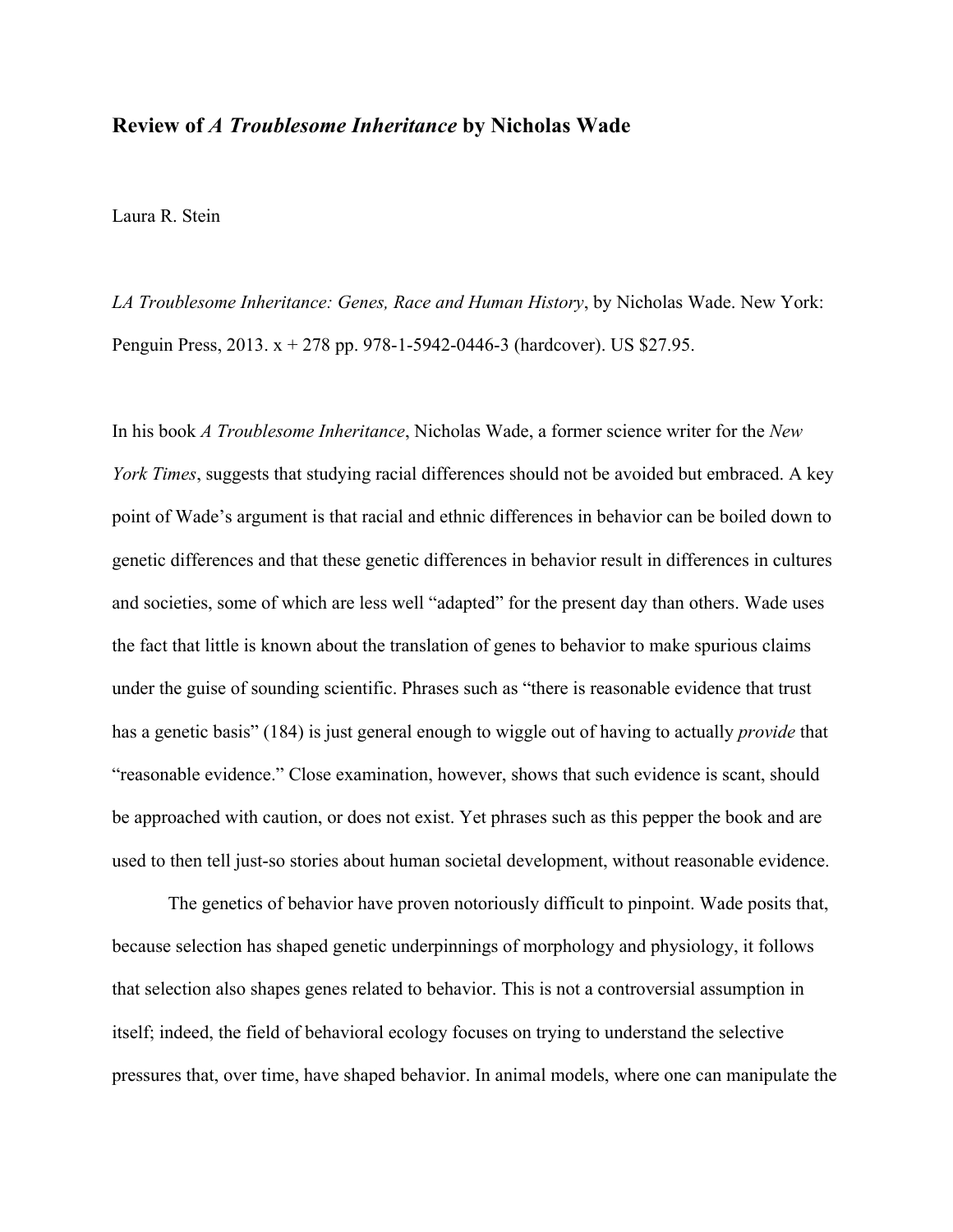## Review of *A Troublesome Inheritance* by Nicholas Wade

Laura R. Stein

*LA Troublesome Inheritance: Genes, Race and Human History*, by Nicholas Wade. New York: Penguin Press, 2013. x + 278 pp. 978-1-5942-0446-3 (hardcover). US $27.95.

In his book *A Troublesome Inheritance*, Nicholas Wade, a former science writer for the *New York Times*, suggests that studying racial differences should not be avoided but embraced. A key point of Wade's argument is that racial and ethnic differences in behavior can be boiled down to genetic differences and that these genetic differences in behavior result in differences in cultures and societies, some of which are less well "adapted" for the present day than others. Wade uses the fact that little is known about the translation of genes to behavior to make spurious claims under the guise of sounding scientific. Phrases such as "there is reasonable evidence that trust has a genetic basis" (184) is just general enough to wiggle out of having to actually *provide* that "reasonable evidence." Close examination, however, shows that such evidence is scant, should be approached with caution, or does not exist. Yet phrases such as this pepper the book and are used to then tell just-so stories about human societal development, without reasonable evidence.

The genetics of behavior have proven notoriously difficult to pinpoint. Wade posits that, because selection has shaped genetic underpinnings of morphology and physiology, it follows that selection also shapes genes related to behavior. This is not a controversial assumption in itself; indeed, the field of behavioral ecology focuses on trying to understand the selective pressures that, over time, have shaped behavior. In animal models, where one can manipulate the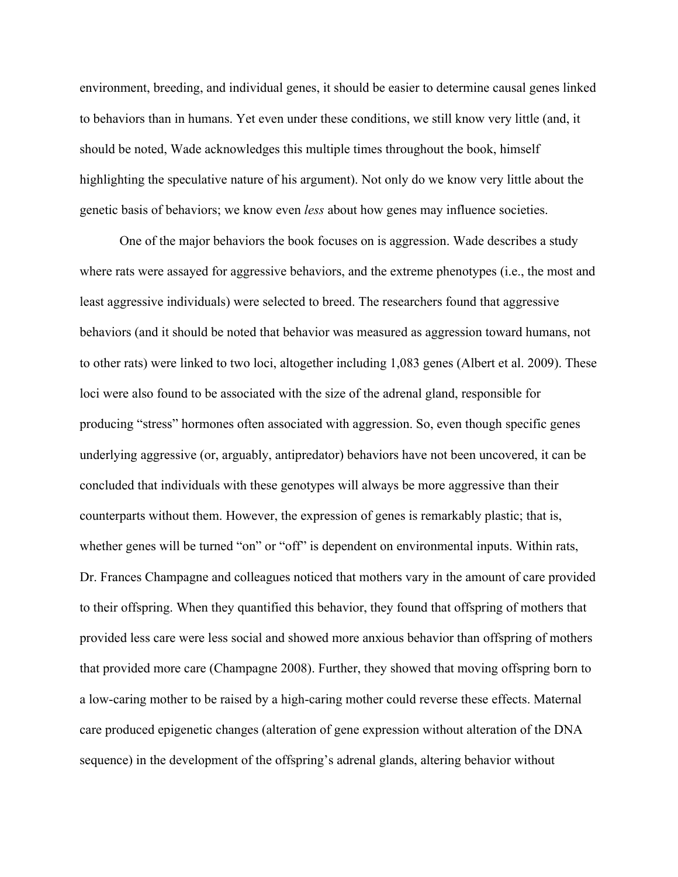environment, breeding, and individual genes, it should be easier to determine causal genes linked to behaviors than in humans. Yet even under these conditions, we still know very little (and, it should be noted, Wade acknowledges this multiple times throughout the book, himself highlighting the speculative nature of his argument). Not only do we know very little about the genetic basis of behaviors; we know even *less* about how genes may influence societies.

One of the major behaviors the book focuses on is aggression. Wade describes a study where rats were assayed for aggressive behaviors, and the extreme phenotypes (i.e., the most and least aggressive individuals) were selected to breed. The researchers found that aggressive behaviors (and it should be noted that behavior was measured as aggression toward humans, not to other rats) were linked to two loci, altogether including 1,083 genes (Albert et al. 2009). These loci were also found to be associated with the size of the adrenal gland, responsible for producing "stress" hormones often associated with aggression. So, even though specific genes underlying aggressive (or, arguably, antipredator) behaviors have not been uncovered, it can be concluded that individuals with these genotypes will always be more aggressive than their counterparts without them. However, the expression of genes is remarkably plastic; that is, whether genes will be turned "on" or "off" is dependent on environmental inputs. Within rats, Dr. Frances Champagne and colleagues noticed that mothers vary in the amount of care provided to their offspring. When they quantified this behavior, they found that offspring of mothers that provided less care were less social and showed more anxious behavior than offspring of mothers that provided more care (Champagne 2008). Further, they showed that moving offspring born to a low-caring mother to be raised by a high-caring mother could reverse these effects. Maternal care produced epigenetic changes (alteration of gene expression without alteration of the DNA sequence) in the development of the offspring's adrenal glands, altering behavior without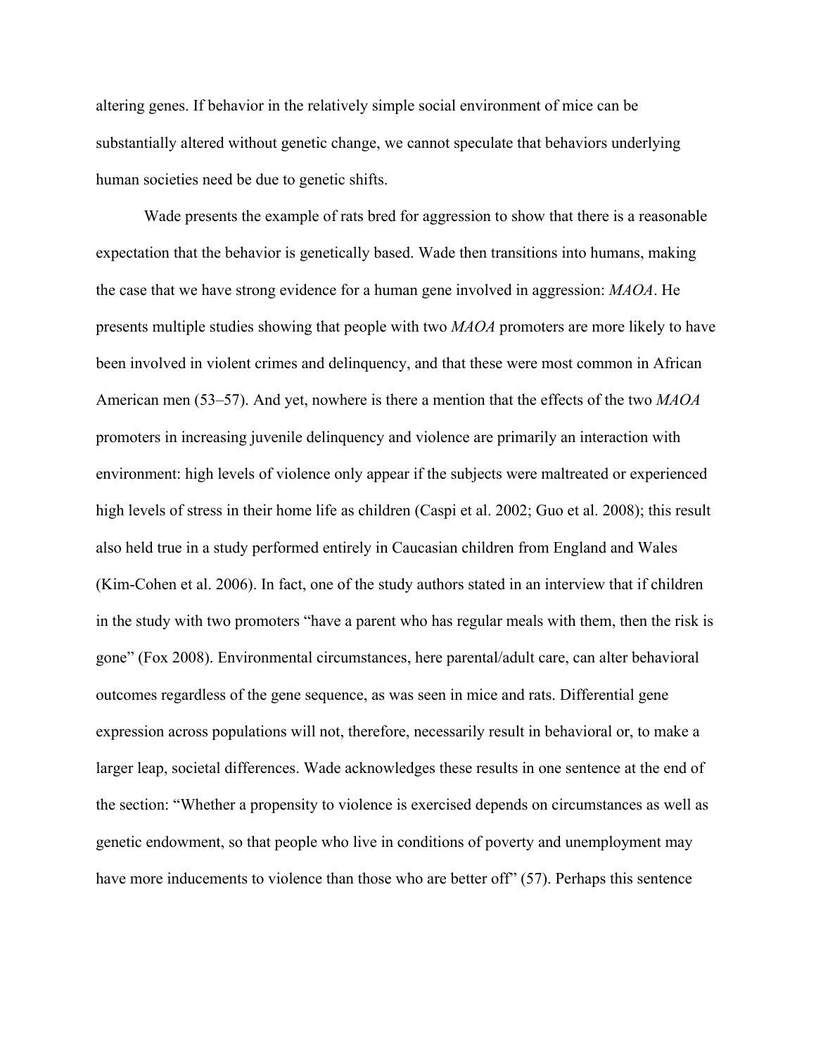altering genes. If behavior in the relatively simple social environment of mice can be substantially altered without genetic change, we cannot speculate that behaviors underlying human societies need be due to genetic shifts.

Wade presents the example of rats bred for aggression to show that there is a reasonable expectation that the behavior is genetically based. Wade then transitions into humans, making the case that we have strong evidence for a human gene involved in aggression: *MAOA*. He presents multiple studies showing that people with two *MAOA* promoters are more likely to have been involved in violent crimes and delinquency, and that these were most common in African American men (53–57). And yet, nowhere is there a mention that the effects of the two *MAOA* promoters in increasing juvenile delinquency and violence are primarily an interaction with environment: high levels of violence only appear if the subjects were maltreated or experienced high levels of stress in their home life as children (Caspi et al. 2002; Guo et al. 2008); this result also held true in a study performed entirely in Caucasian children from England and Wales (Kim-Cohen et al. 2006). In fact, one of the study authors stated in an interview that if children in the study with two promoters "have a parent who has regular meals with them, then the risk is gone" (Fox 2008). Environmental circumstances, here parental/adult care, can alter behavioral outcomes regardless of the gene sequence, as was seen in mice and rats. Differential gene expression across populations will not, therefore, necessarily result in behavioral or, to make a larger leap, societal differences. Wade acknowledges these results in one sentence at the end of the section: "Whether a propensity to violence is exercised depends on circumstances as well as genetic endowment, so that people who live in conditions of poverty and unemployment may have more inducements to violence than those who are better off" (57). Perhaps this sentence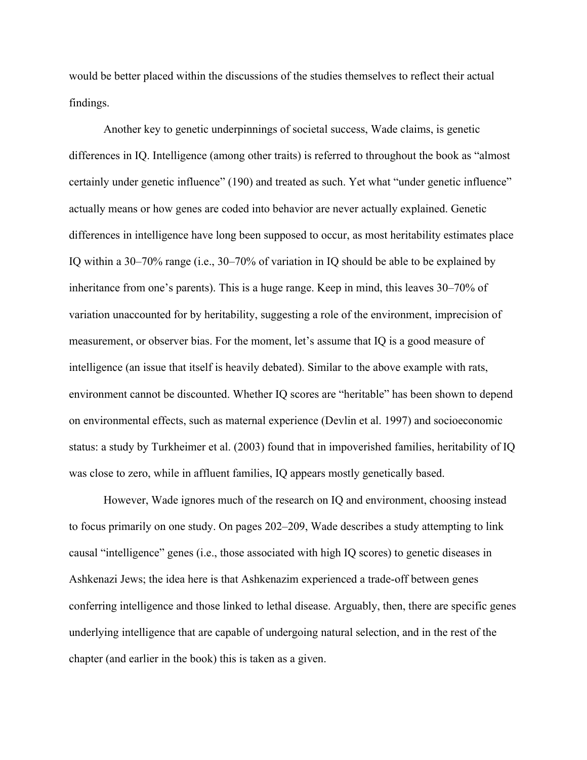would be better placed within the discussions of the studies themselves to reflect their actual findings.

Another key to genetic underpinnings of societal success, Wade claims, is genetic differences in IQ. Intelligence (among other traits) is referred to throughout the book as "almost certainly under genetic influence" (190) and treated as such. Yet what "under genetic influence" actually means or how genes are coded into behavior are never actually explained. Genetic differences in intelligence have long been supposed to occur, as most heritability estimates place IQ within a 30–70% range (i.e., 30–70% of variation in IQ should be able to be explained by inheritance from one's parents). This is a huge range. Keep in mind, this leaves 30–70% of variation unaccounted for by heritability, suggesting a role of the environment, imprecision of measurement, or observer bias. For the moment, let's assume that IQ is a good measure of intelligence (an issue that itself is heavily debated). Similar to the above example with rats, environment cannot be discounted. Whether IQ scores are "heritable" has been shown to depend on environmental effects, such as maternal experience (Devlin et al. 1997) and socioeconomic status: a study by Turkheimer et al. (2003) found that in impoverished families, heritability of IQ was close to zero, while in affluent families, IQ appears mostly genetically based.

However, Wade ignores much of the research on IQ and environment, choosing instead to focus primarily on one study. On pages 202–209, Wade describes a study attempting to link causal "intelligence" genes (i.e., those associated with high IQ scores) to genetic diseases in Ashkenazi Jews; the idea here is that Ashkenazim experienced a trade-off between genes conferring intelligence and those linked to lethal disease. Arguably, then, there are specific genes underlying intelligence that are capable of undergoing natural selection, and in the rest of the chapter (and earlier in the book) this is taken as a given.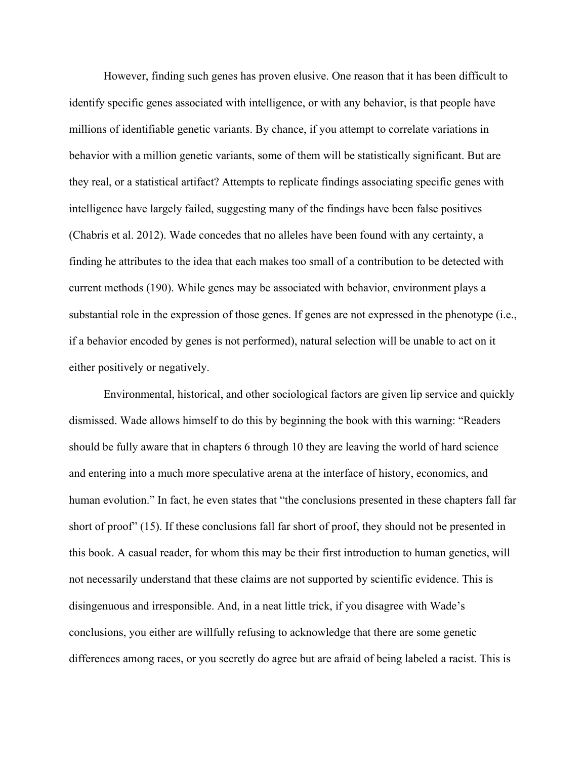However, finding such genes has proven elusive. One reason that it has been difficult to identify specific genes associated with intelligence, or with any behavior, is that people have millions of identifiable genetic variants. By chance, if you attempt to correlate variations in behavior with a million genetic variants, some of them will be statistically significant. But are they real, or a statistical artifact? Attempts to replicate findings associating specific genes with intelligence have largely failed, suggesting many of the findings have been false positives (Chabris et al. 2012). Wade concedes that no alleles have been found with any certainty, a finding he attributes to the idea that each makes too small of a contribution to be detected with current methods (190). While genes may be associated with behavior, environment plays a substantial role in the expression of those genes. If genes are not expressed in the phenotype (i.e., if a behavior encoded by genes is not performed), natural selection will be unable to act on it either positively or negatively.

Environmental, historical, and other sociological factors are given lip service and quickly dismissed. Wade allows himself to do this by beginning the book with this warning: "Readers should be fully aware that in chapters 6 through 10 they are leaving the world of hard science and entering into a much more speculative arena at the interface of history, economics, and human evolution." In fact, he even states that "the conclusions presented in these chapters fall far short of proof" (15). If these conclusions fall far short of proof, they should not be presented in this book. A casual reader, for whom this may be their first introduction to human genetics, will not necessarily understand that these claims are not supported by scientific evidence. This is disingenuous and irresponsible. And, in a neat little trick, if you disagree with Wade's conclusions, you either are willfully refusing to acknowledge that there are some genetic differences among races, or you secretly do agree but are afraid of being labeled a racist. This is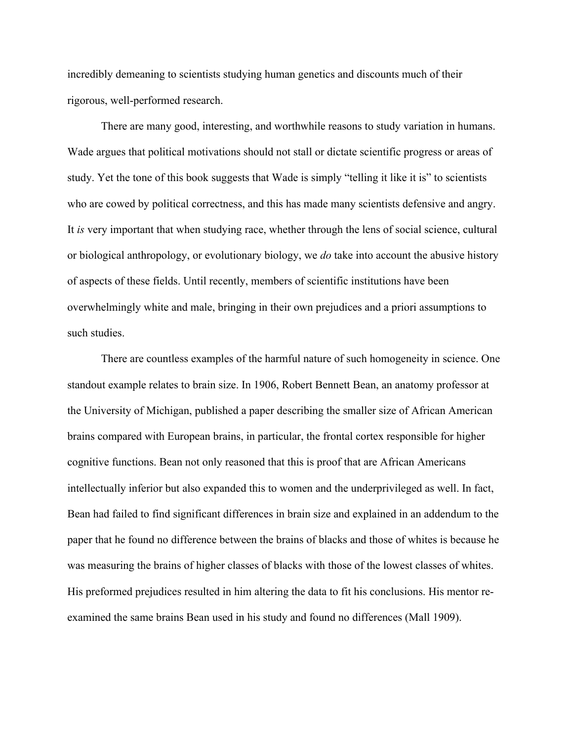incredibly demeaning to scientists studying human genetics and discounts much of their rigorous, well-performed research.

There are many good, interesting, and worthwhile reasons to study variation in humans. Wade argues that political motivations should not stall or dictate scientific progress or areas of study. Yet the tone of this book suggests that Wade is simply "telling it like it is" to scientists who are cowed by political correctness, and this has made many scientists defensive and angry. It *is* very important that when studying race, whether through the lens of social science, cultural or biological anthropology, or evolutionary biology, we *do* take into account the abusive history of aspects of these fields. Until recently, members of scientific institutions have been overwhelmingly white and male, bringing in their own prejudices and a priori assumptions to such studies.

There are countless examples of the harmful nature of such homogeneity in science. One standout example relates to brain size. In 1906, Robert Bennett Bean, an anatomy professor at the University of Michigan, published a paper describing the smaller size of African American brains compared with European brains, in particular, the frontal cortex responsible for higher cognitive functions. Bean not only reasoned that this is proof that are African Americans intellectually inferior but also expanded this to women and the underprivileged as well. In fact, Bean had failed to find significant differences in brain size and explained in an addendum to the paper that he found no difference between the brains of blacks and those of whites is because he was measuring the brains of higher classes of blacks with those of the lowest classes of whites. His preformed prejudices resulted in him altering the data to fit his conclusions. His mentor re-examined the same brains Bean used in his study and found no differences (Mall 1909).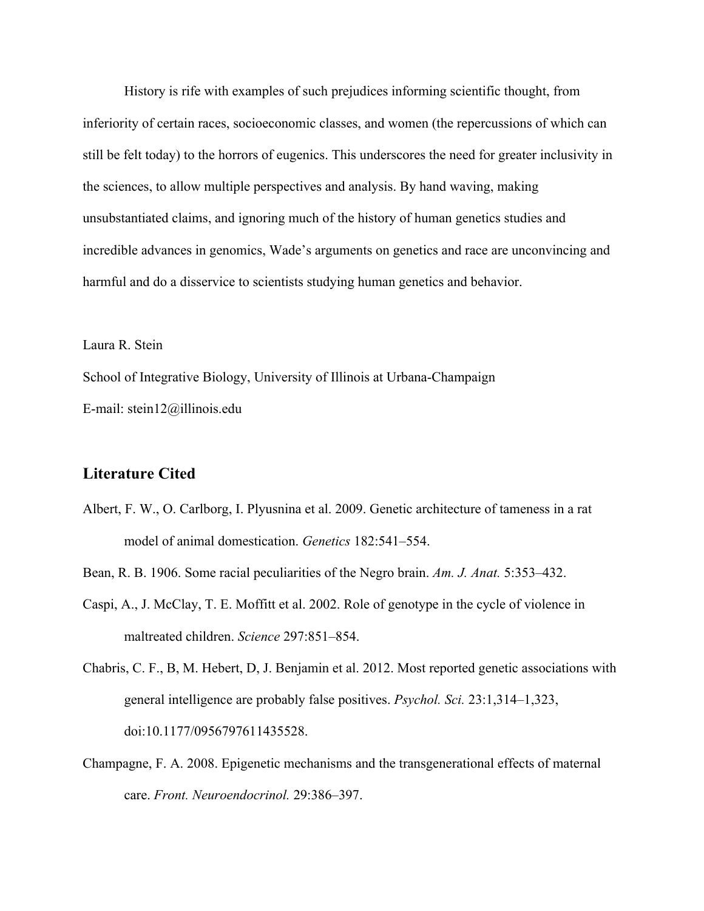History is rife with examples of such prejudices informing scientific thought, from inferiority of certain races, socioeconomic classes, and women (the repercussions of which can still be felt today) to the horrors of eugenics. This underscores the need for greater inclusivity in the sciences, to allow multiple perspectives and analysis. By hand waving, making unsubstantiated claims, and ignoring much of the history of human genetics studies and incredible advances in genomics, Wade's arguments on genetics and race are unconvincing and harmful and do a disservice to scientists studying human genetics and behavior.

Laura R. Stein

School of Integrative Biology, University of Illinois at Urbana-Champaign

E-mail: stein12@illinois.edu

## Literature Cited

Albert, F. W., O. Carlborg, I. Plyusnina et al. 2009. Genetic architecture of tameness in a rat model of animal domestication. *Genetics* 182:541–554.

Bean, R. B. 1906. Some racial peculiarities of the Negro brain. *Am. J. Anat.* 5:353–432.

Caspi, A., J. McClay, T. E. Moffitt et al. 2002. Role of genotype in the cycle of violence in maltreated children. *Science* 297:851–854.

Chabris, C. F., B, M. Hebert, D, J. Benjamin et al. 2012. Most reported genetic associations with general intelligence are probably false positives. *Psychol. Sci.* 23:1,314–1,323, doi:10.1177/0956797611435528.

Champagne, F. A. 2008. Epigenetic mechanisms and the transgenerational effects of maternal care. *Front. Neuroendocrinol.* 29:386–397.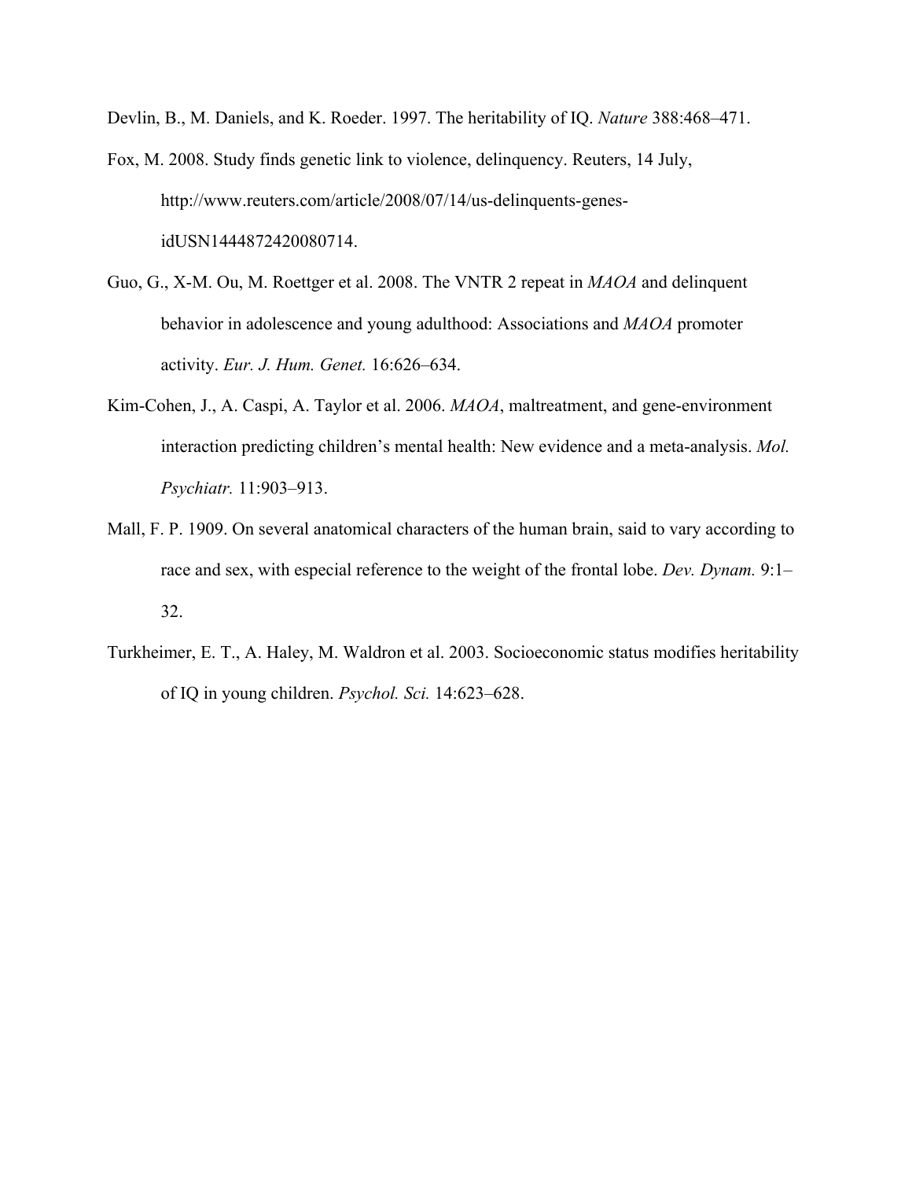Devlin, B., M. Daniels, and K. Roeder. 1997. The heritability of IQ. *Nature* 388:468–471.

Fox, M. 2008. Study finds genetic link to violence, delinquency. Reuters, 14 July, http://www.reuters.com/article/2008/07/14/us-delinquents-genes-idUSN1444872420080714.

Guo, G., X-M. Ou, M. Roettger et al. 2008. The VNTR 2 repeat in *MAOA* and delinquent behavior in adolescence and young adulthood: Associations and *MAOA* promoter activity. *Eur. J. Hum. Genet.* 16:626–634.

Kim-Cohen, J., A. Caspi, A. Taylor et al. 2006. *MAOA*, maltreatment, and gene-environment interaction predicting children's mental health: New evidence and a meta-analysis. *Mol. Psychiatr.* 11:903–913.

Mall, F. P. 1909. On several anatomical characters of the human brain, said to vary according to race and sex, with especial reference to the weight of the frontal lobe. *Dev. Dynam.* 9:1–32.

Turkheimer, E. T., A. Haley, M. Waldron et al. 2003. Socioeconomic status modifies heritability of IQ in young children. *Psychol. Sci.* 14:623–628.